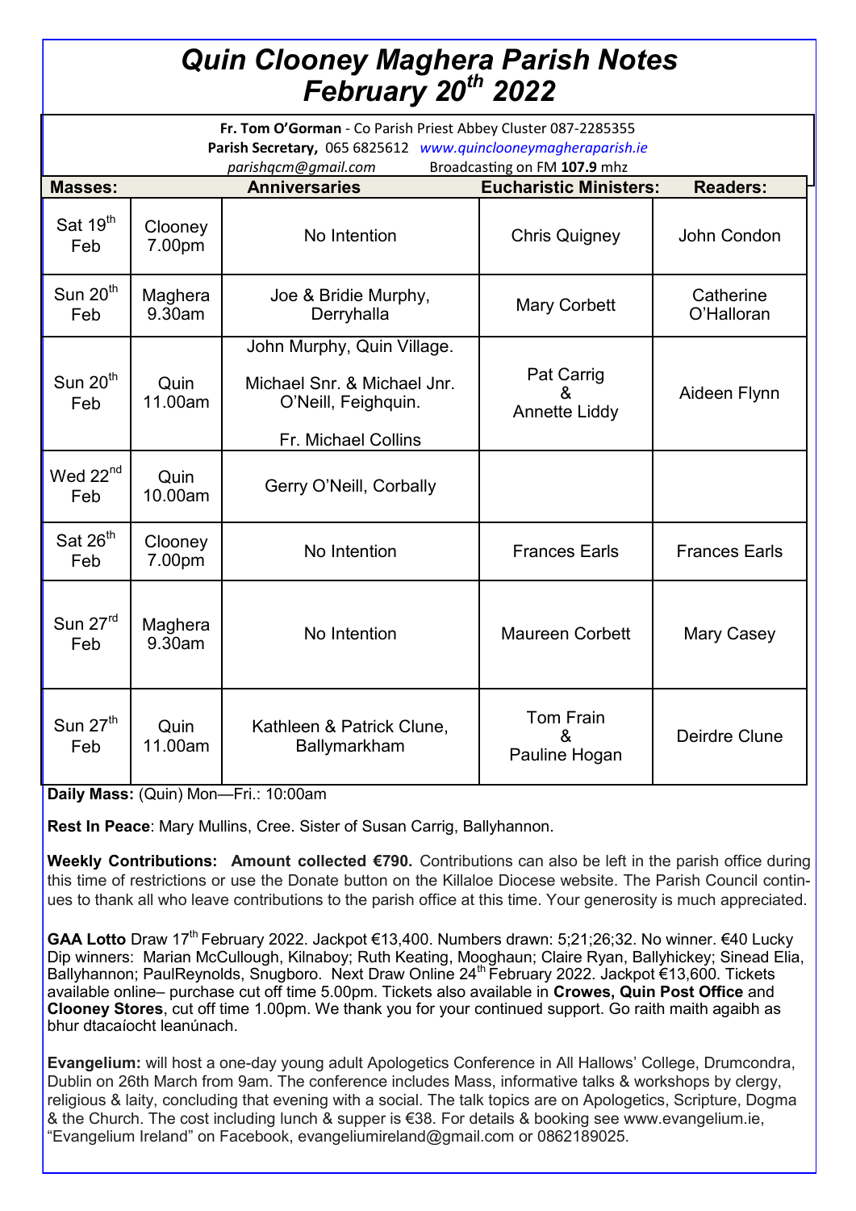# *Quin Clooney Maghera Parish Notes*
# *February 20th 2022*

**Fr. Tom O'Gorman** - Co Parish Priest Abbey Cluster 087-2285355
**Parish Secretary,** 065 6825612 *www.quinclooneymagheraparish.ie*
*parishqcm@gmail.com* Broadcasting on FM **107.9** mhz

| **Masses:** | | **Anniversaries** | **Eucharistic Ministers:** | **Readers:** |
|---|---|---|---|---|
| Sat 19th Feb | Clooney 7.00pm | No Intention | Chris Quigney | John Condon |
| Sun 20th Feb | Maghera 9.30am | Joe & Bridie Murphy, Derryhalla | Mary Corbett | Catherine O'Halloran |
| Sun 20th Feb | Quin 11.00am | John Murphy, Quin Village. Michael Snr. & Michael Jnr. O'Neill, Feighquin. Fr. Michael Collins | Pat Carrig & Annette Liddy | Aideen Flynn |
| Wed 22nd Feb | Quin 10.00am | Gerry O'Neill, Corbally | | |
| Sat 26th Feb | Clooney 7.00pm | No Intention | Frances Earls | Frances Earls |
| Sun 27rd Feb | Maghera 9.30am | No Intention | Maureen Corbett | Mary Casey |
| Sun 27th Feb | Quin 11.00am | Kathleen & Patrick Clune, Ballymarkham | Tom Frain & Pauline Hogan | Deirdre Clune |

**Daily Mass:** (Quin) Mon—Fri.: 10:00am

**Rest In Peace**: Mary Mullins, Cree. Sister of Susan Carrig, Ballyhannon.

**Weekly Contributions: Amount collected €790.** Contributions can also be left in the parish office during this time of restrictions or use the Donate button on the Killaloe Diocese website. The Parish Council continues to thank all who leave contributions to the parish office at this time. Your generosity is much appreciated.

**GAA Lotto** Draw 17th February 2022. Jackpot €13,400. Numbers drawn: 5;21;26;32. No winner. €40 Lucky Dip winners: Marian McCullough, Kilnaboy; Ruth Keating, Mooghaun; Claire Ryan, Ballyhickey; Sinead Elia, Ballyhannon; PaulReynolds, Snugboro. Next Draw Online 24th February 2022. Jackpot €13,600. Tickets available online– purchase cut off time 5.00pm. Tickets also available in **Crowes, Quin Post Office** and **Clooney Stores**, cut off time 1.00pm. We thank you for your continued support. Go raith maith agaibh as bhur dtacaíocht leanúnach.

**Evangelium:** will host a one-day young adult Apologetics Conference in All Hallows' College, Drumcondra, Dublin on 26th March from 9am. The conference includes Mass, informative talks & workshops by clergy, religious & laity, concluding that evening with a social. The talk topics are on Apologetics, Scripture, Dogma & the Church. The cost including lunch & supper is €38. For details & booking see www.evangelium.ie, "Evangelium Ireland" on Facebook, evangeliumireland@gmail.com or 0862189025.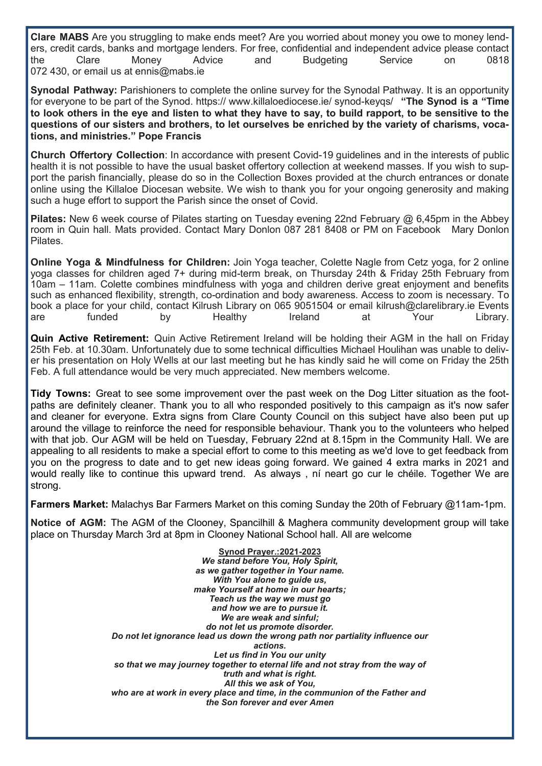**Clare MABS** Are you struggling to make ends meet? Are you worried about money you owe to money lenders, credit cards, banks and mortgage lenders. For free, confidential and independent advice please contact the Clare Money Advice and Budgeting Service on 0818 072 430, or email us at ennis@mabs.ie

**Synodal Pathway:** Parishioners to complete the online survey for the Synodal Pathway. It is an opportunity for everyone to be part of the Synod. https:// www.killaloediocese.ie/ synod-keyqs/ **"The Synod is a "Time to look others in the eye and listen to what they have to say, to build rapport, to be sensitive to the questions of our sisters and brothers, to let ourselves be enriched by the variety of charisms, vocations, and ministries." Pope Francis**

**Church Offertory Collection**: In accordance with present Covid-19 guidelines and in the interests of public health it is not possible to have the usual basket offertory collection at weekend masses. If you wish to support the parish financially, please do so in the Collection Boxes provided at the church entrances or donate online using the Killaloe Diocesan website. We wish to thank you for your ongoing generosity and making such a huge effort to support the Parish since the onset of Covid.

**Pilates:** New 6 week course of Pilates starting on Tuesday evening 22nd February @ 6,45pm in the Abbey room in Quin hall. Mats provided. Contact Mary Donlon 087 281 8408 or PM on Facebook Mary Donlon Pilates.

**Online Yoga & Mindfulness for Children:** Join Yoga teacher, Colette Nagle from Cetz yoga, for 2 online yoga classes for children aged 7+ during mid-term break, on Thursday 24th & Friday 25th February from 10am – 11am. Colette combines mindfulness with yoga and children derive great enjoyment and benefits such as enhanced flexibility, strength, co-ordination and body awareness. Access to zoom is necessary. To book a place for your child, contact Kilrush Library on 065 9051504 or email kilrush@clarelibrary.ie Events are funded by Healthy Ireland at Your Library.

**Quin Active Retirement:** Quin Active Retirement Ireland will be holding their AGM in the hall on Friday 25th Feb. at 10.30am. Unfortunately due to some technical difficulties Michael Houlihan was unable to deliver his presentation on Holy Wells at our last meeting but he has kindly said he will come on Friday the 25th Feb. A full attendance would be very much appreciated. New members welcome.

**Tidy Towns:** Great to see some improvement over the past week on the Dog Litter situation as the footpaths are definitely cleaner. Thank you to all who responded positively to this campaign as it's now safer and cleaner for everyone. Extra signs from Clare County Council on this subject have also been put up around the village to reinforce the need for responsible behaviour. Thank you to the volunteers who helped with that job. Our AGM will be held on Tuesday, February 22nd at 8.15pm in the Community Hall. We are appealing to all residents to make a special effort to come to this meeting as we'd love to get feedback from you on the progress to date and to get new ideas going forward. We gained 4 extra marks in 2021 and would really like to continue this upward trend. As always , ní neart go cur le chéile. Together We are strong.

**Farmers Market:** Malachys Bar Farmers Market on this coming Sunday the 20th of February @11am-1pm.

**Notice of AGM:** The AGM of the Clooney, Spancilhill & Maghera community development group will take place on Thursday March 3rd at 8pm in Clooney National School hall. All are welcome

**Synod Prayer.:2021-2023**

***We stand before You, Holy Spirit,***
***as we gather together in Your name.***
***With You alone to guide us,***
***make Yourself at home in our hearts;***
***Teach us the way we must go***
***and how we are to pursue it.***
***We are weak and sinful;***
***do not let us promote disorder.***
***Do not let ignorance lead us down the wrong path nor partiality influence our actions.***
***Let us find in You our unity***
***so that we may journey together to eternal life and not stray from the way of truth and what is right.***
***All this we ask of You,***
***who are at work in every place and time, in the communion of the Father and the Son forever and ever Amen***